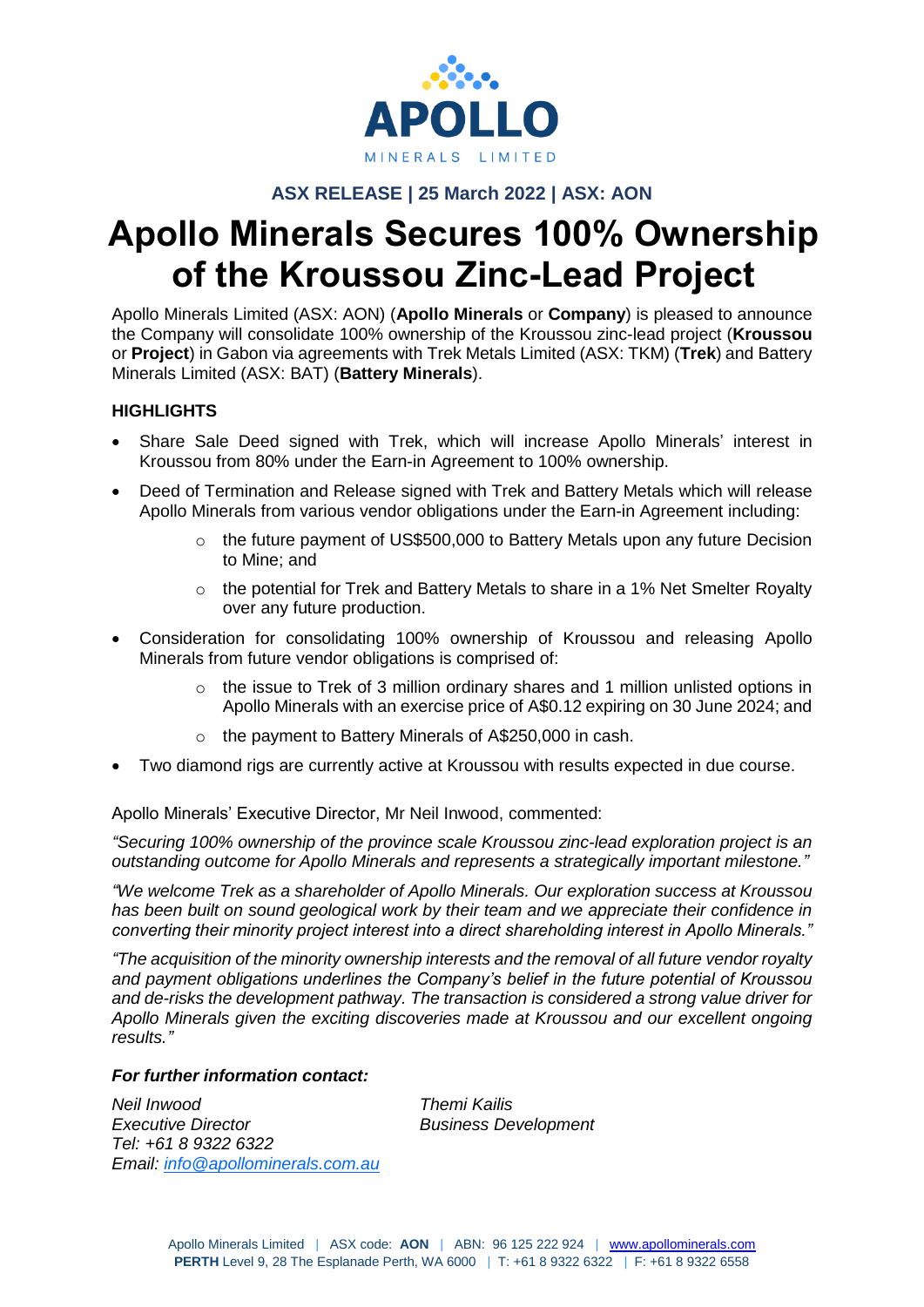# ASX RELEASE | 25 March 2022 | ASX: AON

# Apollo Minerals Secures 100% Ownership of the Kroussou Zinc-Lead Project

Apollo Minerals Limited (ASX: AON) (**Apollo Minerals** or **Company**) is pleased to announce the Company will consolidate 100% ownership of the Kroussou zinc-lead project (**Kroussou** or **Project**) in Gabon via agreements with Trek Metals Limited (ASX: TKM) (**Trek**) and Battery Minerals Limited (ASX: BAT) (**Battery Minerals**).

## HIGHLIGHTS

- Share Sale Deed signed with Trek, which will increase Apollo Minerals' interest in Kroussou from 80% under the Earn-in Agreement to 100% ownership.
- Deed of Termination and Release signed with Trek and Battery Metals which will release Apollo Minerals from various vendor obligations under the Earn-in Agreement including:
  - the future payment of US$500,000 to Battery Metals upon any future Decision to Mine; and
  - the potential for Trek and Battery Metals to share in a 1% Net Smelter Royalty over any future production.
- Consideration for consolidating 100% ownership of Kroussou and releasing Apollo Minerals from future vendor obligations is comprised of:
  - the issue to Trek of 3 million ordinary shares and 1 million unlisted options in Apollo Minerals with an exercise price of A$0.12 expiring on 30 June 2024; and
  - the payment to Battery Minerals of A$250,000 in cash.
- Two diamond rigs are currently active at Kroussou with results expected in due course.

Apollo Minerals' Executive Director, Mr Neil Inwood, commented:

*"Securing 100% ownership of the province scale Kroussou zinc-lead exploration project is an outstanding outcome for Apollo Minerals and represents a strategically important milestone."*

*"We welcome Trek as a shareholder of Apollo Minerals. Our exploration success at Kroussou has been built on sound geological work by their team and we appreciate their confidence in converting their minority project interest into a direct shareholding interest in Apollo Minerals."*

*"The acquisition of the minority ownership interests and the removal of all future vendor royalty and payment obligations underlines the Company's belief in the future potential of Kroussou and de-risks the development pathway. The transaction is considered a strong value driver for Apollo Minerals given the exciting discoveries made at Kroussou and our excellent ongoing results."*

***For further information contact:***

*Neil Inwood*
*Executive Director*
*Tel: +61 8 9322 6322*
*Email: info@apollominerals.com.au*

*Themi Kailis*
*Business Development*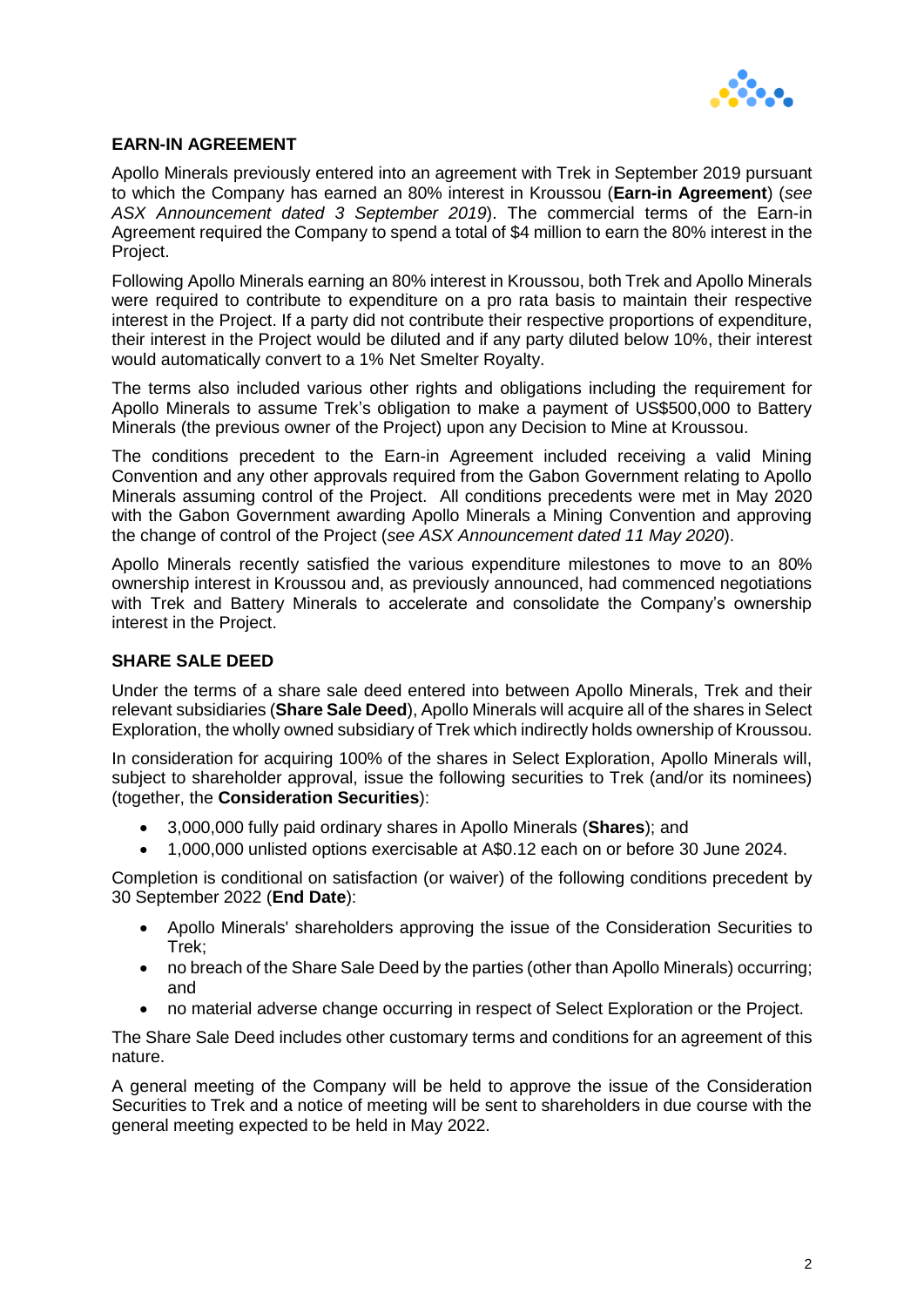## EARN-IN AGREEMENT

Apollo Minerals previously entered into an agreement with Trek in September 2019 pursuant to which the Company has earned an 80% interest in Kroussou (**Earn-in Agreement**) (*see ASX Announcement dated 3 September 2019*). The commercial terms of the Earn-in Agreement required the Company to spend a total of $4 million to earn the 80% interest in the Project.

Following Apollo Minerals earning an 80% interest in Kroussou, both Trek and Apollo Minerals were required to contribute to expenditure on a pro rata basis to maintain their respective interest in the Project. If a party did not contribute their respective proportions of expenditure, their interest in the Project would be diluted and if any party diluted below 10%, their interest would automatically convert to a 1% Net Smelter Royalty.

The terms also included various other rights and obligations including the requirement for Apollo Minerals to assume Trek's obligation to make a payment of US$500,000 to Battery Minerals (the previous owner of the Project) upon any Decision to Mine at Kroussou.

The conditions precedent to the Earn-in Agreement included receiving a valid Mining Convention and any other approvals required from the Gabon Government relating to Apollo Minerals assuming control of the Project. All conditions precedents were met in May 2020 with the Gabon Government awarding Apollo Minerals a Mining Convention and approving the change of control of the Project (*see ASX Announcement dated 11 May 2020*).

Apollo Minerals recently satisfied the various expenditure milestones to move to an 80% ownership interest in Kroussou and, as previously announced, had commenced negotiations with Trek and Battery Minerals to accelerate and consolidate the Company's ownership interest in the Project.

## SHARE SALE DEED

Under the terms of a share sale deed entered into between Apollo Minerals, Trek and their relevant subsidiaries (**Share Sale Deed**), Apollo Minerals will acquire all of the shares in Select Exploration, the wholly owned subsidiary of Trek which indirectly holds ownership of Kroussou.

In consideration for acquiring 100% of the shares in Select Exploration, Apollo Minerals will, subject to shareholder approval, issue the following securities to Trek (and/or its nominees) (together, the **Consideration Securities**):

- 3,000,000 fully paid ordinary shares in Apollo Minerals (**Shares**); and
- 1,000,000 unlisted options exercisable at A$0.12 each on or before 30 June 2024.

Completion is conditional on satisfaction (or waiver) of the following conditions precedent by 30 September 2022 (**End Date**):

- Apollo Minerals' shareholders approving the issue of the Consideration Securities to Trek;
- no breach of the Share Sale Deed by the parties (other than Apollo Minerals) occurring; and
- no material adverse change occurring in respect of Select Exploration or the Project.

The Share Sale Deed includes other customary terms and conditions for an agreement of this nature.

A general meeting of the Company will be held to approve the issue of the Consideration Securities to Trek and a notice of meeting will be sent to shareholders in due course with the general meeting expected to be held in May 2022.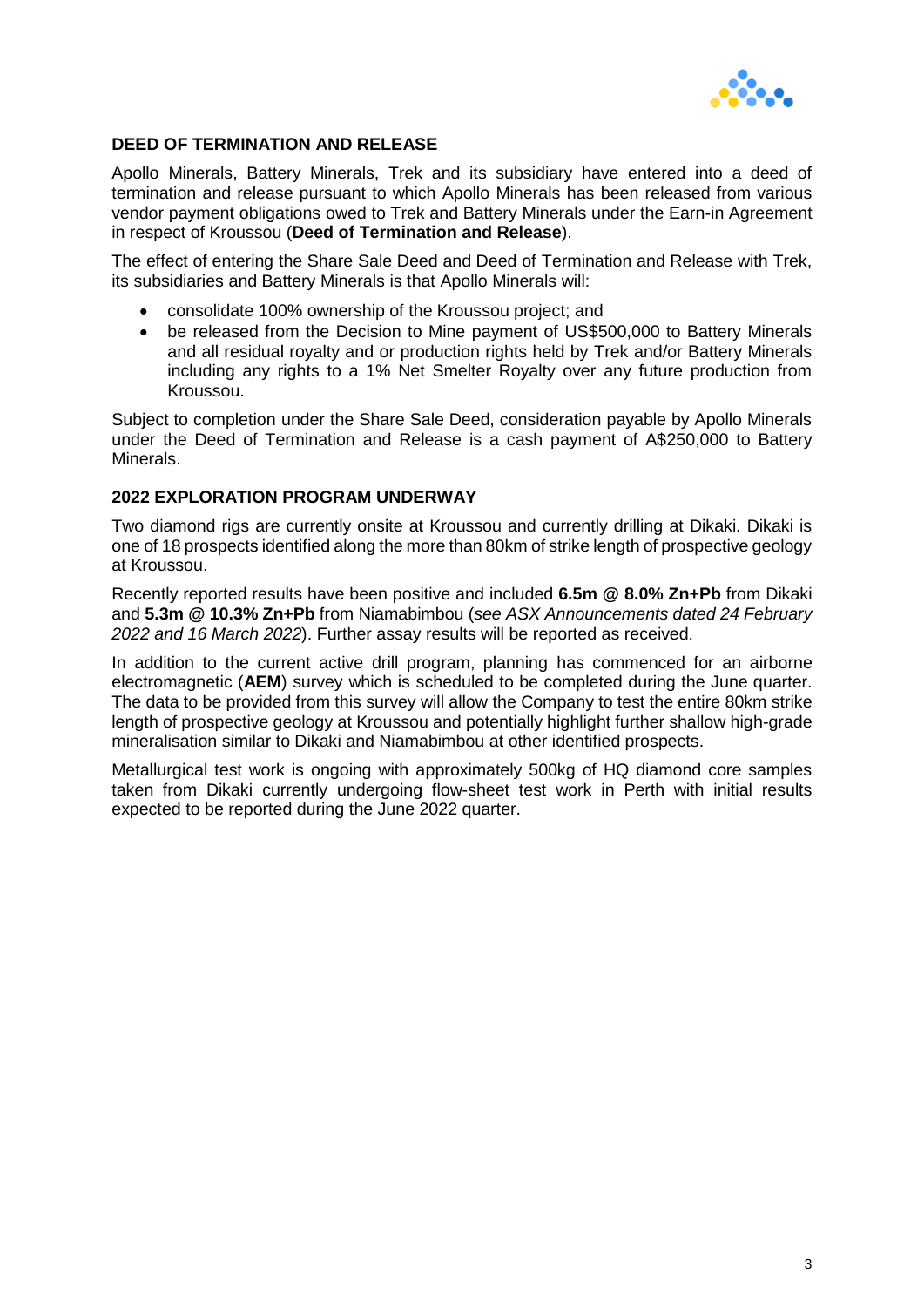## DEED OF TERMINATION AND RELEASE

Apollo Minerals, Battery Minerals, Trek and its subsidiary have entered into a deed of termination and release pursuant to which Apollo Minerals has been released from various vendor payment obligations owed to Trek and Battery Minerals under the Earn-in Agreement in respect of Kroussou (**Deed of Termination and Release**).

The effect of entering the Share Sale Deed and Deed of Termination and Release with Trek, its subsidiaries and Battery Minerals is that Apollo Minerals will:

- consolidate 100% ownership of the Kroussou project; and
- be released from the Decision to Mine payment of US$500,000 to Battery Minerals and all residual royalty and or production rights held by Trek and/or Battery Minerals including any rights to a 1% Net Smelter Royalty over any future production from Kroussou.

Subject to completion under the Share Sale Deed, consideration payable by Apollo Minerals under the Deed of Termination and Release is a cash payment of A$250,000 to Battery Minerals.

## 2022 EXPLORATION PROGRAM UNDERWAY

Two diamond rigs are currently onsite at Kroussou and currently drilling at Dikaki. Dikaki is one of 18 prospects identified along the more than 80km of strike length of prospective geology at Kroussou.

Recently reported results have been positive and included **6.5m @ 8.0% Zn+Pb** from Dikaki and **5.3m @ 10.3% Zn+Pb** from Niamabimbou (*see ASX Announcements dated 24 February 2022 and 16 March 2022*). Further assay results will be reported as received.

In addition to the current active drill program, planning has commenced for an airborne electromagnetic (**AEM**) survey which is scheduled to be completed during the June quarter. The data to be provided from this survey will allow the Company to test the entire 80km strike length of prospective geology at Kroussou and potentially highlight further shallow high-grade mineralisation similar to Dikaki and Niamabimbou at other identified prospects.

Metallurgical test work is ongoing with approximately 500kg of HQ diamond core samples taken from Dikaki currently undergoing flow-sheet test work in Perth with initial results expected to be reported during the June 2022 quarter.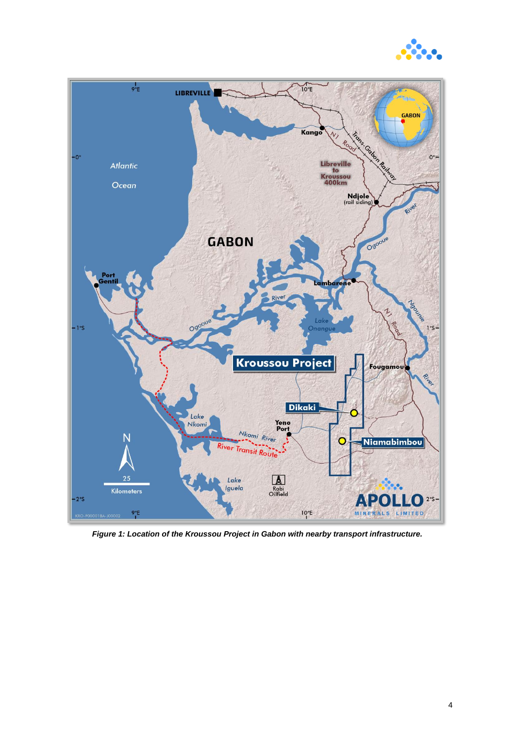*Figure 1: Location of the Kroussou Project in Gabon with nearby transport infrastructure.*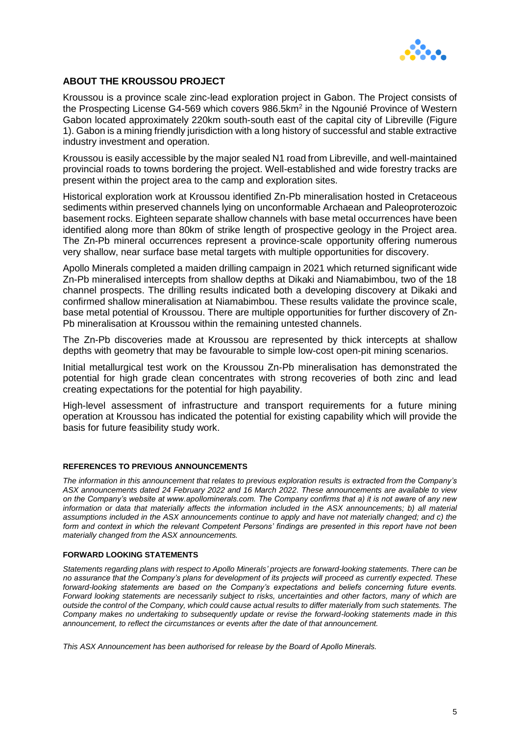## ABOUT THE KROUSSOU PROJECT

Kroussou is a province scale zinc-lead exploration project in Gabon. The Project consists of the Prospecting License G4-569 which covers 986.5km$^2$ in the Ngounié Province of Western Gabon located approximately 220km south-south east of the capital city of Libreville (Figure 1). Gabon is a mining friendly jurisdiction with a long history of successful and stable extractive industry investment and operation.

Kroussou is easily accessible by the major sealed N1 road from Libreville, and well-maintained provincial roads to towns bordering the project. Well-established and wide forestry tracks are present within the project area to the camp and exploration sites.

Historical exploration work at Kroussou identified Zn-Pb mineralisation hosted in Cretaceous sediments within preserved channels lying on unconformable Archaean and Paleoproterozoic basement rocks. Eighteen separate shallow channels with base metal occurrences have been identified along more than 80km of strike length of prospective geology in the Project area. The Zn-Pb mineral occurrences represent a province-scale opportunity offering numerous very shallow, near surface base metal targets with multiple opportunities for discovery.

Apollo Minerals completed a maiden drilling campaign in 2021 which returned significant wide Zn-Pb mineralised intercepts from shallow depths at Dikaki and Niamabimbou, two of the 18 channel prospects. The drilling results indicated both a developing discovery at Dikaki and confirmed shallow mineralisation at Niamabimbou. These results validate the province scale, base metal potential of Kroussou. There are multiple opportunities for further discovery of Zn-Pb mineralisation at Kroussou within the remaining untested channels.

The Zn-Pb discoveries made at Kroussou are represented by thick intercepts at shallow depths with geometry that may be favourable to simple low-cost open-pit mining scenarios.

Initial metallurgical test work on the Kroussou Zn-Pb mineralisation has demonstrated the potential for high grade clean concentrates with strong recoveries of both zinc and lead creating expectations for the potential for high payability.

High-level assessment of infrastructure and transport requirements for a future mining operation at Kroussou has indicated the potential for existing capability which will provide the basis for future feasibility study work.

#### REFERENCES TO PREVIOUS ANNOUNCEMENTS

*The information in this announcement that relates to previous exploration results is extracted from the Company's ASX announcements dated 24 February 2022 and 16 March 2022. These announcements are available to view on the Company's website at www.apollominerals.com. The Company confirms that a) it is not aware of any new information or data that materially affects the information included in the ASX announcements; b) all material assumptions included in the ASX announcements continue to apply and have not materially changed; and c) the form and context in which the relevant Competent Persons' findings are presented in this report have not been materially changed from the ASX announcements.*

#### FORWARD LOOKING STATEMENTS

*Statements regarding plans with respect to Apollo Minerals' projects are forward-looking statements. There can be no assurance that the Company's plans for development of its projects will proceed as currently expected. These forward-looking statements are based on the Company's expectations and beliefs concerning future events. Forward looking statements are necessarily subject to risks, uncertainties and other factors, many of which are outside the control of the Company, which could cause actual results to differ materially from such statements. The Company makes no undertaking to subsequently update or revise the forward-looking statements made in this announcement, to reflect the circumstances or events after the date of that announcement.*

*This ASX Announcement has been authorised for release by the Board of Apollo Minerals.*